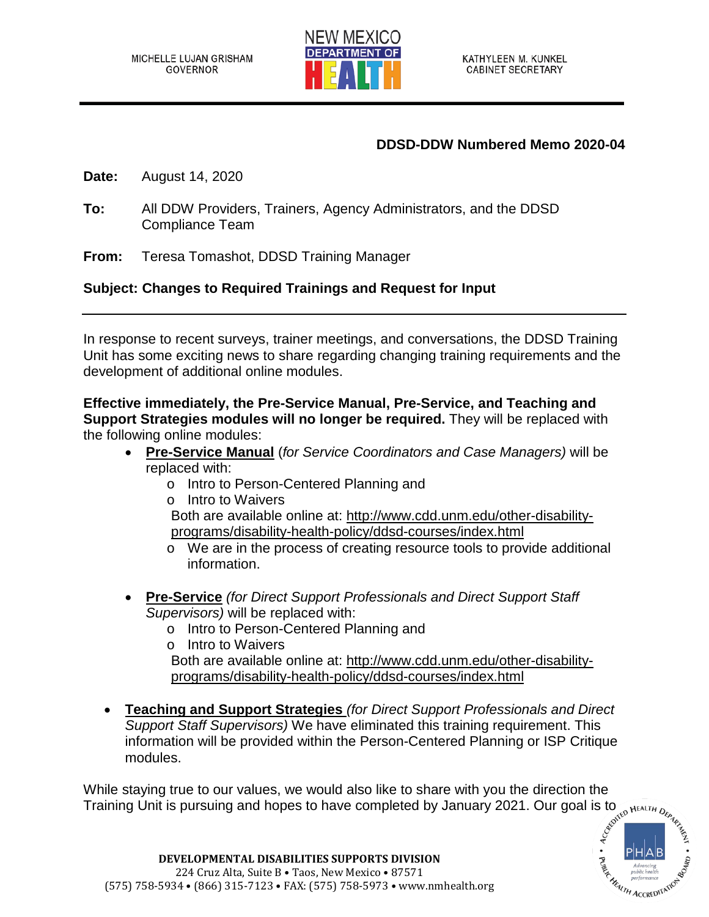MICHELLE LUJAN GRISHAM
GOVERNOR

NEW MEXICO DEPARTMENT OF HEALTH

KATHYLEEN M. KUNKEL
CABINET SECRETARY

**DDSD-DDW Numbered Memo 2020-04**

**Date:** August 14, 2020

**To:** All DDW Providers, Trainers, Agency Administrators, and the DDSD Compliance Team

**From:** Teresa Tomashot, DDSD Training Manager

**Subject: Changes to Required Trainings and Request for Input**

---

In response to recent surveys, trainer meetings, and conversations, the DDSD Training Unit has some exciting news to share regarding changing training requirements and the development of additional online modules.

**Effective immediately, the Pre-Service Manual, Pre-Service, and Teaching and Support Strategies modules will no longer be required.** They will be replaced with the following online modules:

- **Pre-Service Manual** (*for Service Coordinators and Case Managers)* will be replaced with:
  - Intro to Person-Centered Planning and
  - Intro to Waivers

  Both are available online at: http://www.cdd.unm.edu/other-disability-programs/disability-health-policy/ddsd-courses/index.html
  - We are in the process of creating resource tools to provide additional information.

- **Pre-Service** *(for Direct Support Professionals and Direct Support Staff Supervisors)* will be replaced with:
  - Intro to Person-Centered Planning and
  - Intro to Waivers

  Both are available online at: http://www.cdd.unm.edu/other-disability-programs/disability-health-policy/ddsd-courses/index.html

- **Teaching and Support Strategies** *(for Direct Support Professionals and Direct Support Staff Supervisors)* We have eliminated this training requirement. This information will be provided within the Person-Centered Planning or ISP Critique modules.

While staying true to our values, we would also like to share with you the direction the Training Unit is pursuing and hopes to have completed by January 2021. Our goal is to

**DEVELOPMENTAL DISABILITIES SUPPORTS DIVISION**
224 Cruz Alta, Suite B • Taos, New Mexico • 87571
(575) 758-5934 • (866) 315-7123 • FAX: (575) 758-5973 • www.nmhealth.org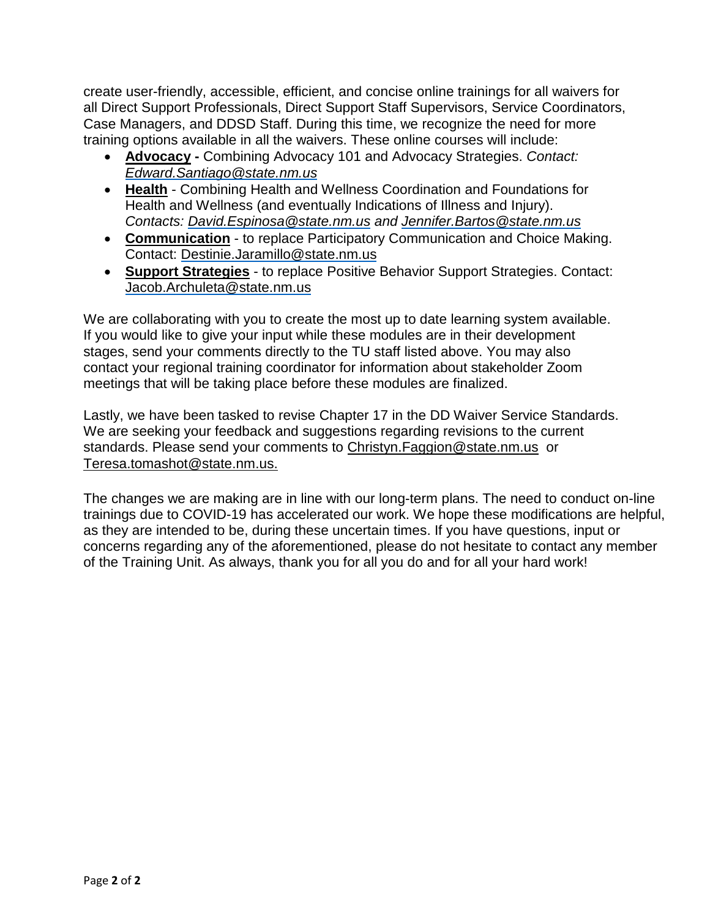create user-friendly, accessible, efficient, and concise online trainings for all waivers for all Direct Support Professionals, Direct Support Staff Supervisors, Service Coordinators, Case Managers, and DDSD Staff. During this time, we recognize the need for more training options available in all the waivers. These online courses will include:

- **Advocacy -** Combining Advocacy 101 and Advocacy Strategies. *Contact: Edward.Santiago@state.nm.us*
- **Health** - Combining Health and Wellness Coordination and Foundations for Health and Wellness (and eventually Indications of Illness and Injury). *Contacts: David.Espinosa@state.nm.us and Jennifer.Bartos@state.nm.us*
- **Communication** - to replace Participatory Communication and Choice Making. Contact: Destinie.Jaramillo@state.nm.us
- **Support Strategies** - to replace Positive Behavior Support Strategies. Contact: Jacob.Archuleta@state.nm.us

We are collaborating with you to create the most up to date learning system available. If you would like to give your input while these modules are in their development stages, send your comments directly to the TU staff listed above. You may also contact your regional training coordinator for information about stakeholder Zoom meetings that will be taking place before these modules are finalized.

Lastly, we have been tasked to revise Chapter 17 in the DD Waiver Service Standards. We are seeking your feedback and suggestions regarding revisions to the current standards. Please send your comments to Christyn.Faggion@state.nm.us or Teresa.tomashot@state.nm.us.

The changes we are making are in line with our long-term plans. The need to conduct on-line trainings due to COVID-19 has accelerated our work. We hope these modifications are helpful, as they are intended to be, during these uncertain times. If you have questions, input or concerns regarding any of the aforementioned, please do not hesitate to contact any member of the Training Unit. As always, thank you for all you do and for all your hard work!